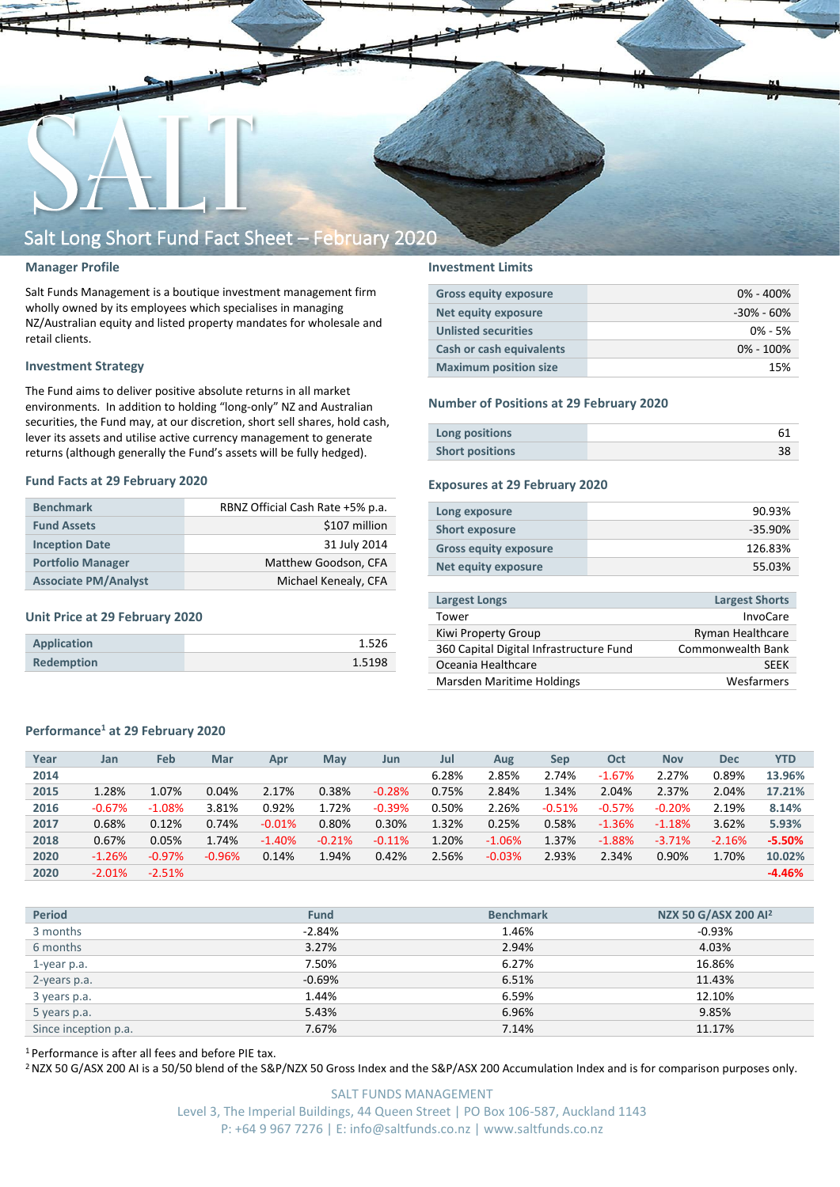# SALT

## Salt Long Short Fund Fact Sheet – February 2020

### Manager Profile

Salt Funds Management is a boutique investment management firm wholly owned by its employees which specialises in managing NZ/Australian equity and listed property mandates for wholesale and retail clients.

### Investment Strategy

The Fund aims to deliver positive absolute returns in all market environments. In addition to holding "long-only" NZ and Australian securities, the Fund may, at our discretion, short sell shares, hold cash, lever its assets and utilise active currency management to generate returns (although generally the Fund's assets will be fully hedged).

### Fund Facts at 29 February 2020

| | |
|---|---|
| Benchmark | RBNZ Official Cash Rate +5% p.a. |
| Fund Assets | $107 million |
| Inception Date | 31 July 2014 |
| Portfolio Manager | Matthew Goodson, CFA |
| Associate PM/Analyst | Michael Kenealy, CFA |

### Unit Price at 29 February 2020

| | |
|---|---|
| Application | 1.526 |
| Redemption | 1.5198 |

### Investment Limits

| | |
|---|---|
| Gross equity exposure | 0% - 400% |
| Net equity exposure | -30% - 60% |
| Unlisted securities | 0% - 5% |
| Cash or cash equivalents | 0% - 100% |
| Maximum position size | 15% |

### Number of Positions at 29 February 2020

| | |
|---|---|
| Long positions | 61 |
| Short positions | 38 |

### Exposures at 29 February 2020

| | |
|---|---|
| Long exposure | 90.93% |
| Short exposure | -35.90% |
| Gross equity exposure | 126.83% |
| Net equity exposure | 55.03% |

| Largest Longs | Largest Shorts |
|---|---|
| Tower | InvoCare |
| Kiwi Property Group | Ryman Healthcare |
| 360 Capital Digital Infrastructure Fund | Commonwealth Bank |
| Oceania Healthcare | SEEK |
| Marsden Maritime Holdings | Wesfarmers |

### Performance[1] at 29 February 2020

| Year | Jan | Feb | Mar | Apr | May | Jun | Jul | Aug | Sep | Oct | Nov | Dec | YTD |
|---|---|---|---|---|---|---|---|---|---|---|---|---|---|
| 2014 | | | | | | | 6.28% | 2.85% | 2.74% | -1.67% | 2.27% | 0.89% | 13.96% |
| 2015 | 1.28% | 1.07% | 0.04% | 2.17% | 0.38% | -0.28% | 0.75% | 2.84% | 1.34% | 2.04% | 2.37% | 2.04% | 17.21% |
| 2016 | -0.67% | -1.08% | 3.81% | 0.92% | 1.72% | -0.39% | 0.50% | 2.26% | -0.51% | -0.57% | -0.20% | 2.19% | 8.14% |
| 2017 | 0.68% | 0.12% | 0.74% | -0.01% | 0.80% | 0.30% | 1.32% | 0.25% | 0.58% | -1.36% | -1.18% | 3.62% | 5.93% |
| 2018 | 0.67% | 0.05% | 1.74% | -1.40% | -0.21% | -0.11% | 1.20% | -1.06% | 1.37% | -1.88% | -3.71% | -2.16% | -5.50% |
| 2020 | -1.26% | -0.97% | -0.96% | 0.14% | 1.94% | 0.42% | 2.56% | -0.03% | 2.93% | 2.34% | 0.90% | 1.70% | 10.02% |
| 2020 | -2.01% | -2.51% | | | | | | | | | | | -4.46% |

| Period | Fund | Benchmark | NZX 50 G/ASX 200 AI[2] |
|---|---|---|---|
| 3 months | -2.84% | 1.46% | -0.93% |
| 6 months | 3.27% | 2.94% | 4.03% |
| 1-year p.a. | 7.50% | 6.27% | 16.86% |
| 2-years p.a. | -0.69% | 6.51% | 11.43% |
| 3 years p.a. | 1.44% | 6.59% | 12.10% |
| 5 years p.a. | 5.43% | 6.96% | 9.85% |
| Since inception p.a. | 7.67% | 7.14% | 11.17% |

[1] Performance is after all fees and before PIE tax.

[2] NZX 50 G/ASX 200 AI is a 50/50 blend of the S&P/NZX 50 Gross Index and the S&P/ASX 200 Accumulation Index and is for comparison purposes only.

SALT FUNDS MANAGEMENT
Level 3, The Imperial Buildings, 44 Queen Street | PO Box 106-587, Auckland 1143
P: +64 9 967 7276 | E: info@saltfunds.co.nz | www.saltfunds.co.nz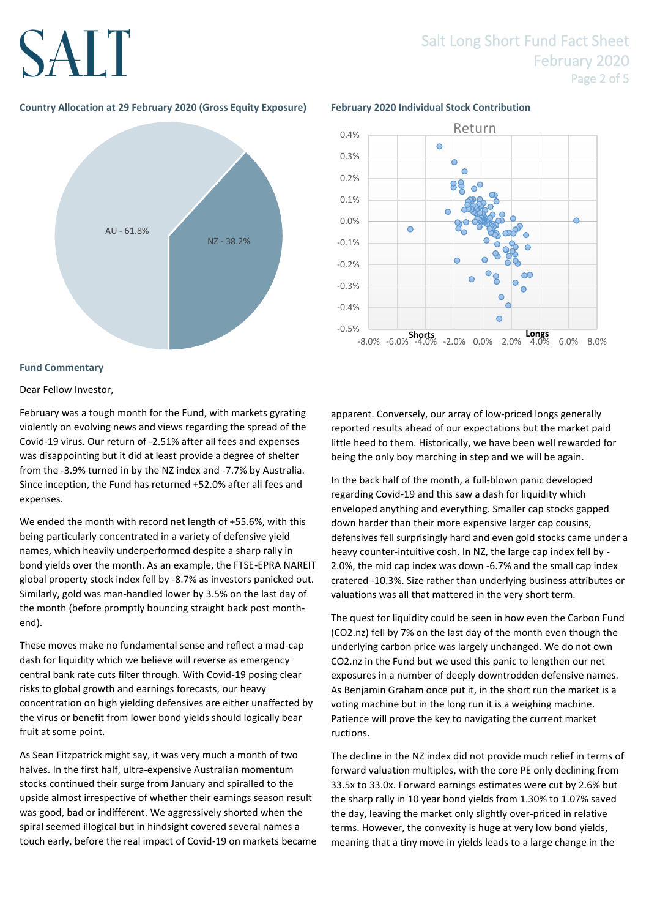### Country Allocation at 29 February 2020 (Gross Equity Exposure)

AU - 61.8%

NZ - 38.2%

### February 2020 Individual Stock Contribution

Return

Shorts Longs

## Fund Commentary

Dear Fellow Investor,

February was a tough month for the Fund, with markets gyrating violently on evolving news and views regarding the spread of the Covid-19 virus. Our return of -2.51% after all fees and expenses was disappointing but it did at least provide a degree of shelter from the -3.9% turned in by the NZ index and -7.7% by Australia. Since inception, the Fund has returned +52.0% after all fees and expenses.

We ended the month with record net length of +55.6%, with this being particularly concentrated in a variety of defensive yield names, which heavily underperformed despite a sharp rally in bond yields over the month. As an example, the FTSE-EPRA NAREIT global property stock index fell by -8.7% as investors panicked out. Similarly, gold was man-handled lower by 3.5% on the last day of the month (before promptly bouncing straight back post month-end).

These moves make no fundamental sense and reflect a mad-cap dash for liquidity which we believe will reverse as emergency central bank rate cuts filter through. With Covid-19 posing clear risks to global growth and earnings forecasts, our heavy concentration on high yielding defensives are either unaffected by the virus or benefit from lower bond yields should logically bear fruit at some point.

As Sean Fitzpatrick might say, it was very much a month of two halves. In the first half, ultra-expensive Australian momentum stocks continued their surge from January and spiralled to the upside almost irrespective of whether their earnings season result was good, bad or indifferent. We aggressively shorted when the spiral seemed illogical but in hindsight covered several names a touch early, before the real impact of Covid-19 on markets became apparent. Conversely, our array of low-priced longs generally reported results ahead of our expectations but the market paid little heed to them. Historically, we have been well rewarded for being the only boy marching in step and we will be again.

In the back half of the month, a full-blown panic developed regarding Covid-19 and this saw a dash for liquidity which enveloped anything and everything. Smaller cap stocks gapped down harder than their more expensive larger cap cousins, defensives fell surprisingly hard and even gold stocks came under a heavy counter-intuitive cosh. In NZ, the large cap index fell by -2.0%, the mid cap index was down -6.7% and the small cap index cratered -10.3%. Size rather than underlying business attributes or valuations was all that mattered in the very short term.

The quest for liquidity could be seen in how even the Carbon Fund (CO2.nz) fell by 7% on the last day of the month even though the underlying carbon price was largely unchanged. We do not own CO2.nz in the Fund but we used this panic to lengthen our net exposures in a number of deeply downtrodden defensive names. As Benjamin Graham once put it, in the short run the market is a voting machine but in the long run it is a weighing machine. Patience will prove the key to navigating the current market ructions.

The decline in the NZ index did not provide much relief in terms of forward valuation multiples, with the core PE only declining from 33.5x to 33.0x. Forward earnings estimates were cut by 2.6% but the sharp rally in 10 year bond yields from 1.30% to 1.07% saved the day, leaving the market only slightly over-priced in relative terms. However, the convexity is huge at very low bond yields, meaning that a tiny move in yields leads to a large change in the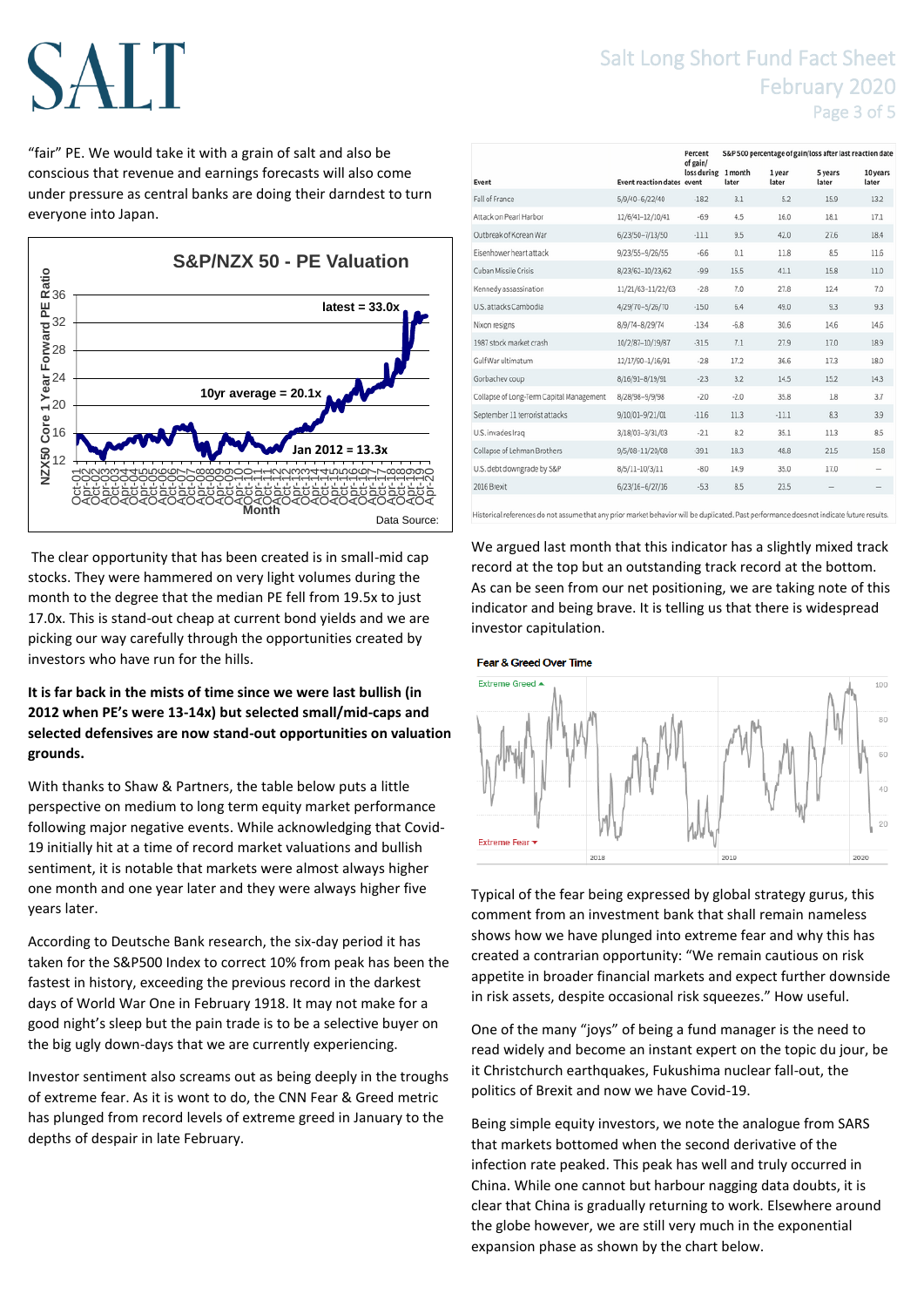"fair" PE. We would take it with a grain of salt and also be conscious that revenue and earnings forecasts will also come under pressure as central banks are doing their darndest to turn everyone into Japan.

The clear opportunity that has been created is in small-mid cap stocks. They were hammered on very light volumes during the month to the degree that the median PE fell from 19.5x to just 17.0x. This is stand-out cheap at current bond yields and we are picking our way carefully through the opportunities created by investors who have run for the hills.

**It is far back in the mists of time since we were last bullish (in 2012 when PE's were 13-14x) but selected small/mid-caps and selected defensives are now stand-out opportunities on valuation grounds.**

With thanks to Shaw & Partners, the table below puts a little perspective on medium to long term equity market performance following major negative events. While acknowledging that Covid-19 initially hit at a time of record market valuations and bullish sentiment, it is notable that markets were almost always higher one month and one year later and they were always higher five years later.

According to Deutsche Bank research, the six-day period it has taken for the S&P500 Index to correct 10% from peak has been the fastest in history, exceeding the previous record in the darkest days of World War One in February 1918. It may not make for a good night's sleep but the pain trade is to be a selective buyer on the big ugly down-days that we are currently experiencing.

Investor sentiment also screams out as being deeply in the troughs of extreme fear. As it is wont to do, the CNN Fear & Greed metric has plunged from record levels of extreme greed in January to the depths of despair in late February.

| Event | Event reaction dates | Percent of gain/loss during event | S&P 500 percentage of gain/loss after last reaction date: 1 month later | 1 year later | 5 years later | 10 years later |
|---|---|---|---|---|---|---|
| Fall of France | 5/9/40–6/22/40 | -18.2 | 3.1 | 5.2 | 15.9 | 13.2 |
| Attack on Pearl Harbor | 12/6/41–12/10/41 | -6.9 | 4.5 | 16.0 | 18.1 | 17.1 |
| Outbreak of Korean War | 6/23/50–7/13/50 | -11.1 | 9.5 | 42.0 | 27.6 | 18.4 |
| Eisenhower heart attack | 9/23/55–9/26/55 | -6.6 | 0.1 | 11.8 | 8.5 | 11.6 |
| Cuban Missile Crisis | 8/23/62–10/23/62 | -9.9 | 15.5 | 41.1 | 15.8 | 11.0 |
| Kennedy assassination | 11/21/63–11/22/63 | -2.8 | 7.0 | 27.8 | 12.4 | 7.0 |
| U.S. attacks Cambodia | 4/29/70–5/26/70 | -15.0 | 6.4 | 45.0 | 9.3 | 9.3 |
| Nixon resigns | 8/9/74–8/29/74 | -13.4 | -6.8 | 30.6 | 14.6 | 14.6 |
| 1987 stock market crash | 10/2/87–10/19/87 | -31.5 | 7.1 | 27.9 | 17.0 | 18.9 |
| Gulf War ultimatum | 12/17/90–1/16/91 | -2.8 | 17.2 | 36.6 | 17.3 | 18.0 |
| Gorbachev coup | 8/16/91–8/19/91 | -2.3 | 3.2 | 14.5 | 15.2 | 14.3 |
| Collapse of Long-Term Capital Management | 8/28/98–9/9/98 | -2.0 | -2.0 | 35.8 | 1.8 | 3.7 |
| September 11 terrorist attacks | 9/10/01–9/21/01 | -11.6 | 11.3 | -11.1 | 8.3 | 3.9 |
| U.S. invades Iraq | 3/18/03–3/31/03 | -2.1 | 8.2 | 35.1 | 11.3 | 8.5 |
| Collapse of Lehman Brothers | 9/5/08–11/20/08 | -39.1 | 18.3 | 48.8 | 21.5 | 15.8 |
| U.S. debt downgrade by S&P | 8/5/11–10/3/11 | -8.0 | 14.9 | 35.0 | 17.0 | — |
| 2016 Brexit | 6/23/16–6/27/16 | -5.3 | 8.5 | 23.5 | — | — |

Historical references do not assume that any prior market behavior will be duplicated. Past performance does not indicate future results.

We argued last month that this indicator has a slightly mixed track record at the top but an outstanding track record at the bottom. As can be seen from our net positioning, we are taking note of this indicator and being brave. It is telling us that there is widespread investor capitulation.

Typical of the fear being expressed by global strategy gurus, this comment from an investment bank that shall remain nameless shows how we have plunged into extreme fear and why this has created a contrarian opportunity: "We remain cautious on risk appetite in broader financial markets and expect further downside in risk assets, despite occasional risk squeezes." How useful.

One of the many "joys" of being a fund manager is the need to read widely and become an instant expert on the topic du jour, be it Christchurch earthquakes, Fukushima nuclear fall-out, the politics of Brexit and now we have Covid-19.

Being simple equity investors, we note the analogue from SARS that markets bottomed when the second derivative of the infection rate peaked. This peak has well and truly occurred in China. While one cannot but harbour nagging data doubts, it is clear that China is gradually returning to work. Elsewhere around the globe however, we are still very much in the exponential expansion phase as shown by the chart below.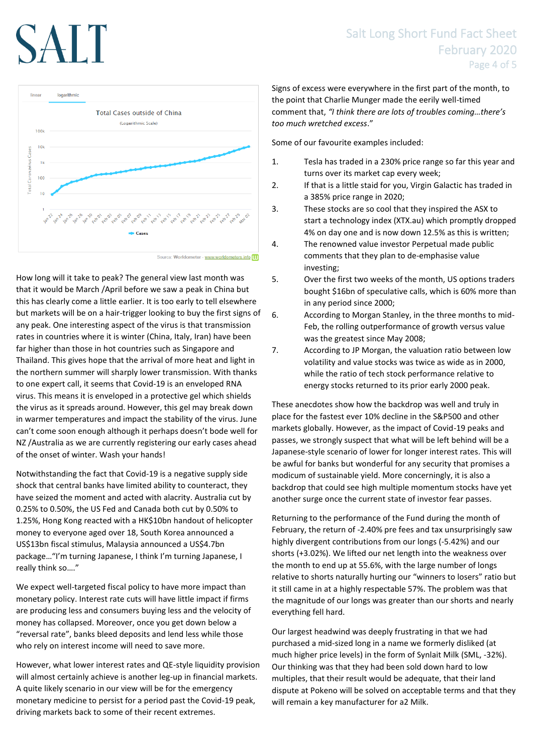How long will it take to peak? The general view last month was that it would be March /April before we saw a peak in China but this has clearly come a little earlier. It is too early to tell elsewhere but markets will be on a hair-trigger looking to buy the first signs of any peak. One interesting aspect of the virus is that transmission rates in countries where it is winter (China, Italy, Iran) have been far higher than those in hot countries such as Singapore and Thailand. This gives hope that the arrival of more heat and light in the northern summer will sharply lower transmission. With thanks to one expert call, it seems that Covid-19 is an enveloped RNA virus. This means it is enveloped in a protective gel which shields the virus as it spreads around. However, this gel may break down in warmer temperatures and impact the stability of the virus. June can't come soon enough although it perhaps doesn't bode well for NZ /Australia as we are currently registering our early cases ahead of the onset of winter. Wash your hands!

Notwithstanding the fact that Covid-19 is a negative supply side shock that central banks have limited ability to counteract, they have seized the moment and acted with alacrity. Australia cut by 0.25% to 0.50%, the US Fed and Canada both cut by 0.50% to 1.25%, Hong Kong reacted with a HK$10bn handout of helicopter money to everyone aged over 18, South Korea announced a US$13bn fiscal stimulus, Malaysia announced a US$4.7bn package…"I'm turning Japanese, I think I'm turning Japanese, I really think so…."

We expect well-targeted fiscal policy to have more impact than monetary policy. Interest rate cuts will have little impact if firms are producing less and consumers buying less and the velocity of money has collapsed. Moreover, once you get down below a "reversal rate", banks bleed deposits and lend less while those who rely on interest income will need to save more.

However, what lower interest rates and QE-style liquidity provision will almost certainly achieve is another leg-up in financial markets. A quite likely scenario in our view will be for the emergency monetary medicine to persist for a period past the Covid-19 peak, driving markets back to some of their recent extremes.

Signs of excess were everywhere in the first part of the month, to the point that Charlie Munger made the eerily well-timed comment that, *"I think there are lots of troubles coming…there's too much wretched excess."*

Some of our favourite examples included:

1. Tesla has traded in a 230% price range so far this year and turns over its market cap every week;
2. If that is a little staid for you, Virgin Galactic has traded in a 385% price range in 2020;
3. These stocks are so cool that they inspired the ASX to start a technology index (XTX.au) which promptly dropped 4% on day one and is now down 12.5% as this is written;
4. The renowned value investor Perpetual made public comments that they plan to de-emphasise value investing;
5. Over the first two weeks of the month, US options traders bought $16bn of speculative calls, which is 60% more than in any period since 2000;
6. According to Morgan Stanley, in the three months to mid-Feb, the rolling outperformance of growth versus value was the greatest since May 2008;
7. According to JP Morgan, the valuation ratio between low volatility and value stocks was twice as wide as in 2000, while the ratio of tech stock performance relative to energy stocks returned to its prior early 2000 peak.

These anecdotes show how the backdrop was well and truly in place for the fastest ever 10% decline in the S&P500 and other markets globally. However, as the impact of Covid-19 peaks and passes, we strongly suspect that what will be left behind will be a Japanese-style scenario of lower for longer interest rates. This will be awful for banks but wonderful for any security that promises a modicum of sustainable yield. More concerningly, it is also a backdrop that could see high multiple momentum stocks have yet another surge once the current state of investor fear passes.

Returning to the performance of the Fund during the month of February, the return of -2.40% pre fees and tax unsurprisingly saw highly divergent contributions from our longs (-5.42%) and our shorts (+3.02%). We lifted our net length into the weakness over the month to end up at 55.6%, with the large number of longs relative to shorts naturally hurting our "winners to losers" ratio but it still came in at a highly respectable 57%. The problem was that the magnitude of our longs was greater than our shorts and nearly everything fell hard.

Our largest headwind was deeply frustrating in that we had purchased a mid-sized long in a name we formerly disliked (at much higher price levels) in the form of Synlait Milk (SML, -32%). Our thinking was that they had been sold down hard to low multiples, that their result would be adequate, that their land dispute at Pokeno will be solved on acceptable terms and that they will remain a key manufacturer for a2 Milk.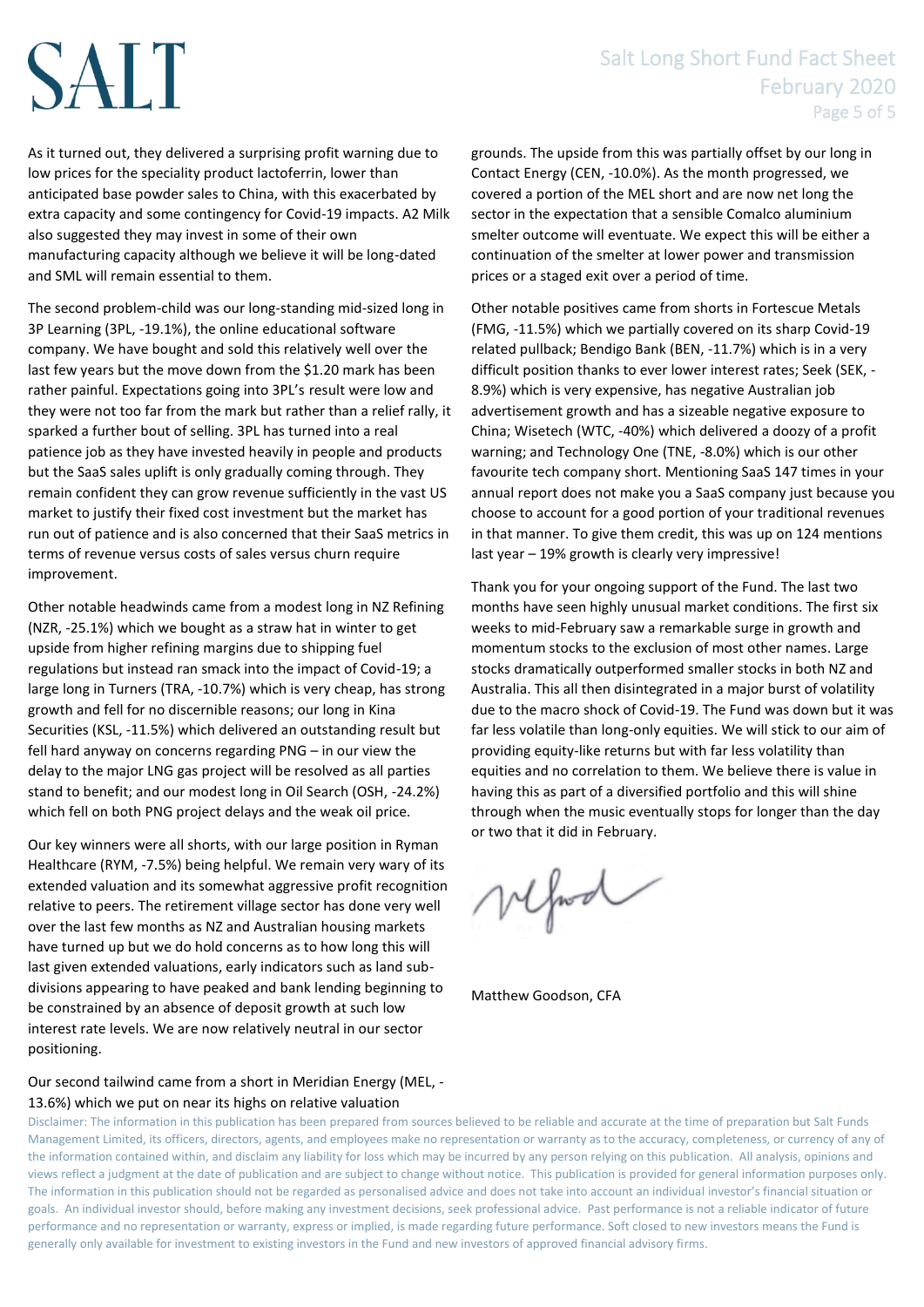As it turned out, they delivered a surprising profit warning due to low prices for the speciality product lactoferrin, lower than anticipated base powder sales to China, with this exacerbated by extra capacity and some contingency for Covid-19 impacts. A2 Milk also suggested they may invest in some of their own manufacturing capacity although we believe it will be long-dated and SML will remain essential to them.

The second problem-child was our long-standing mid-sized long in 3P Learning (3PL, -19.1%), the online educational software company. We have bought and sold this relatively well over the last few years but the move down from the $1.20 mark has been rather painful. Expectations going into 3PL's result were low and they were not too far from the mark but rather than a relief rally, it sparked a further bout of selling. 3PL has turned into a real patience job as they have invested heavily in people and products but the SaaS sales uplift is only gradually coming through. They remain confident they can grow revenue sufficiently in the vast US market to justify their fixed cost investment but the market has run out of patience and is also concerned that their SaaS metrics in terms of revenue versus costs of sales versus churn require improvement.

Other notable headwinds came from a modest long in NZ Refining (NZR, -25.1%) which we bought as a straw hat in winter to get upside from higher refining margins due to shipping fuel regulations but instead ran smack into the impact of Covid-19; a large long in Turners (TRA, -10.7%) which is very cheap, has strong growth and fell for no discernible reasons; our long in Kina Securities (KSL, -11.5%) which delivered an outstanding result but fell hard anyway on concerns regarding PNG – in our view the delay to the major LNG gas project will be resolved as all parties stand to benefit; and our modest long in Oil Search (OSH, -24.2%) which fell on both PNG project delays and the weak oil price.

Our key winners were all shorts, with our large position in Ryman Healthcare (RYM, -7.5%) being helpful. We remain very wary of its extended valuation and its somewhat aggressive profit recognition relative to peers. The retirement village sector has done very well over the last few months as NZ and Australian housing markets have turned up but we do hold concerns as to how long this will last given extended valuations, early indicators such as land sub-divisions appearing to have peaked and bank lending beginning to be constrained by an absence of deposit growth at such low interest rate levels. We are now relatively neutral in our sector positioning.

Our second tailwind came from a short in Meridian Energy (MEL, -13.6%) which we put on near its highs on relative valuation grounds. The upside from this was partially offset by our long in Contact Energy (CEN, -10.0%). As the month progressed, we covered a portion of the MEL short and are now net long the sector in the expectation that a sensible Comalco aluminium smelter outcome will eventuate. We expect this will be either a continuation of the smelter at lower power and transmission prices or a staged exit over a period of time.

Other notable positives came from shorts in Fortescue Metals (FMG, -11.5%) which we partially covered on its sharp Covid-19 related pullback; Bendigo Bank (BEN, -11.7%) which is in a very difficult position thanks to ever lower interest rates; Seek (SEK, -8.9%) which is very expensive, has negative Australian job advertisement growth and has a sizeable negative exposure to China; Wisetech (WTC, -40%) which delivered a doozy of a profit warning; and Technology One (TNE, -8.0%) which is our other favourite tech company short. Mentioning SaaS 147 times in your annual report does not make you a SaaS company just because you choose to account for a good portion of your traditional revenues in that manner. To give them credit, this was up on 124 mentions last year – 19% growth is clearly very impressive!

Thank you for your ongoing support of the Fund. The last two months have seen highly unusual market conditions. The first six weeks to mid-February saw a remarkable surge in growth and momentum stocks to the exclusion of most other names. Large stocks dramatically outperformed smaller stocks in both NZ and Australia. This all then disintegrated in a major burst of volatility due to the macro shock of Covid-19. The Fund was down but it was far less volatile than long-only equities. We will stick to our aim of providing equity-like returns but with far less volatility than equities and no correlation to them. We believe there is value in having this as part of a diversified portfolio and this will shine through when the music eventually stops for longer than the day or two that it did in February.

Matthew Goodson, CFA

Disclaimer: The information in this publication has been prepared from sources believed to be reliable and accurate at the time of preparation but Salt Funds Management Limited, its officers, directors, agents, and employees make no representation or warranty as to the accuracy, completeness, or currency of any of the information contained within, and disclaim any liability for loss which may be incurred by any person relying on this publication. All analysis, opinions and views reflect a judgment at the date of publication and are subject to change without notice. This publication is provided for general information purposes only. The information in this publication should not be regarded as personalised advice and does not take into account an individual investor's financial situation or goals. An individual investor should, before making any investment decisions, seek professional advice. Past performance is not a reliable indicator of future performance and no representation or warranty, express or implied, is made regarding future performance. Soft closed to new investors means the Fund is generally only available for investment to existing investors in the Fund and new investors of approved financial advisory firms.